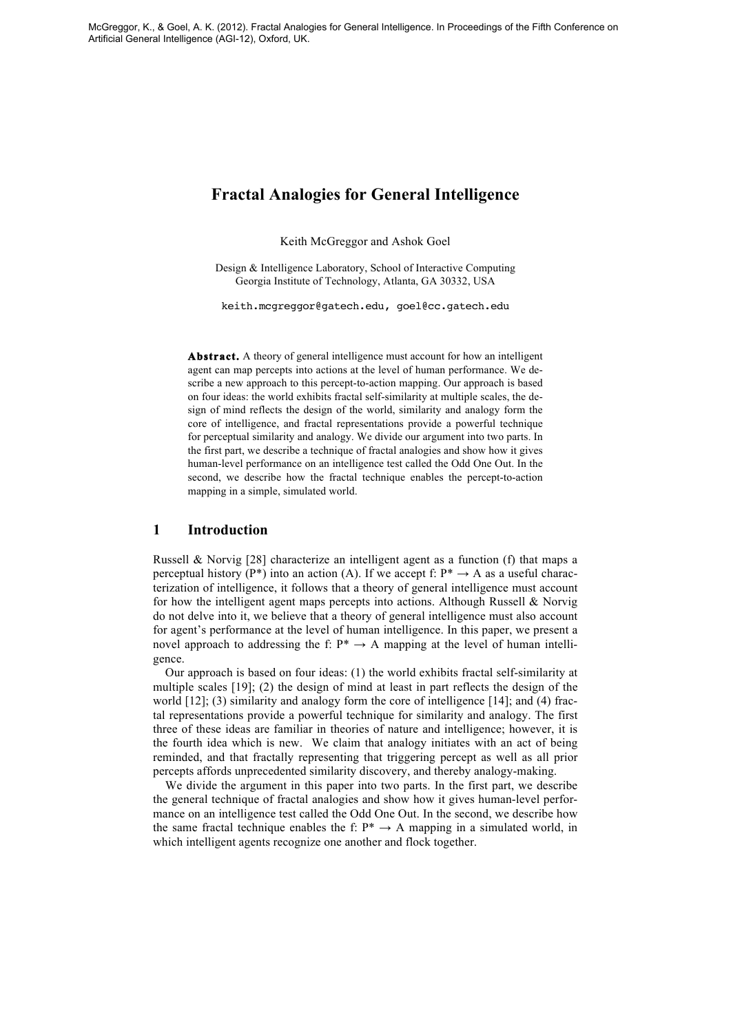McGreggor, K., & Goel, A. K. (2012). Fractal Analogies for General Intelligence. In Proceedings of the Fifth Conference on Artificial General Intelligence (AGI-12), Oxford, UK.

# Fractal Analogies for General Intelligence

Keith McGreggor and Ashok Goel

Design & Intelligence Laboratory, School of Interactive Computing
Georgia Institute of Technology, Atlanta, GA 30332, USA

keith.mcgreggor@gatech.edu, goel@cc.gatech.edu

**Abstract.** A theory of general intelligence must account for how an intelligent agent can map percepts into actions at the level of human performance. We describe a new approach to this percept-to-action mapping. Our approach is based on four ideas: the world exhibits fractal self-similarity at multiple scales, the design of mind reflects the design of the world, similarity and analogy form the core of intelligence, and fractal representations provide a powerful technique for perceptual similarity and analogy. We divide our argument into two parts. In the first part, we describe a technique of fractal analogies and show how it gives human-level performance on an intelligence test called the Odd One Out. In the second, we describe how the fractal technique enables the percept-to-action mapping in a simple, simulated world.

## 1 Introduction

Russell & Norvig [28] characterize an intelligent agent as a function (f) that maps a perceptual history (P*) into an action (A). If we accept $f: P^* \rightarrow A$ as a useful characterization of intelligence, it follows that a theory of general intelligence must account for how the intelligent agent maps percepts into actions. Although Russell & Norvig do not delve into it, we believe that a theory of general intelligence must also account for agent's performance at the level of human intelligence. In this paper, we present a novel approach to addressing the $f: P^* \rightarrow A$ mapping at the level of human intelligence.

Our approach is based on four ideas: (1) the world exhibits fractal self-similarity at multiple scales [19]; (2) the design of mind at least in part reflects the design of the world [12]; (3) similarity and analogy form the core of intelligence [14]; and (4) fractal representations provide a powerful technique for similarity and analogy. The first three of these ideas are familiar in theories of nature and intelligence; however, it is the fourth idea which is new. We claim that analogy initiates with an act of being reminded, and that fractally representing that triggering percept as well as all prior percepts affords unprecedented similarity discovery, and thereby analogy-making.

We divide the argument in this paper into two parts. In the first part, we describe the general technique of fractal analogies and show how it gives human-level performance on an intelligence test called the Odd One Out. In the second, we describe how the same fractal technique enables the $f: P^* \rightarrow A$ mapping in a simulated world, in which intelligent agents recognize one another and flock together.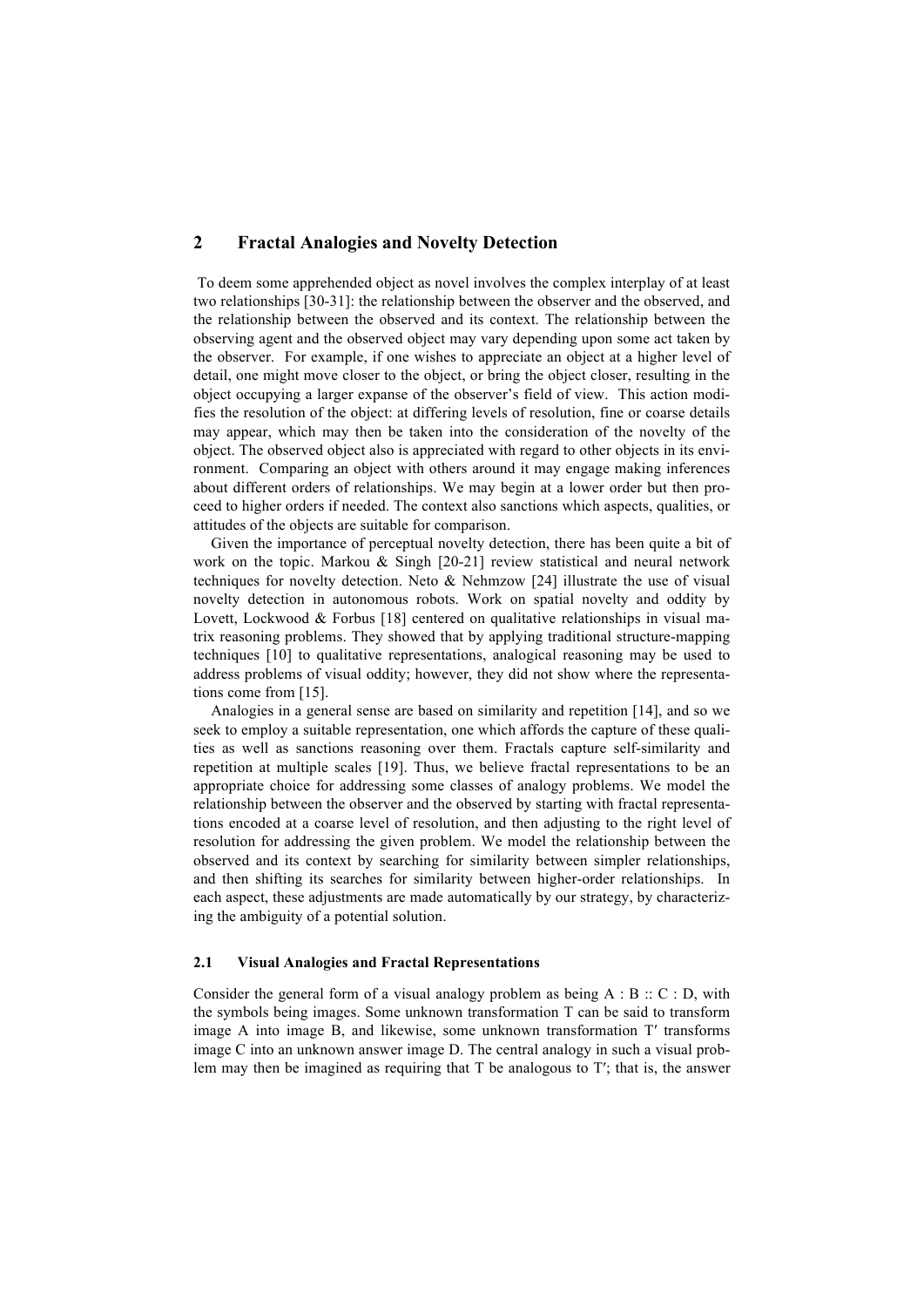## 2 Fractal Analogies and Novelty Detection

To deem some apprehended object as novel involves the complex interplay of at least two relationships [30-31]: the relationship between the observer and the observed, and the relationship between the observed and its context. The relationship between the observing agent and the observed object may vary depending upon some act taken by the observer. For example, if one wishes to appreciate an object at a higher level of detail, one might move closer to the object, or bring the object closer, resulting in the object occupying a larger expanse of the observer's field of view. This action modifies the resolution of the object: at differing levels of resolution, fine or coarse details may appear, which may then be taken into the consideration of the novelty of the object. The observed object also is appreciated with regard to other objects in its environment. Comparing an object with others around it may engage making inferences about different orders of relationships. We may begin at a lower order but then proceed to higher orders if needed. The context also sanctions which aspects, qualities, or attitudes of the objects are suitable for comparison.

Given the importance of perceptual novelty detection, there has been quite a bit of work on the topic. Markou & Singh [20-21] review statistical and neural network techniques for novelty detection. Neto & Nehmzow [24] illustrate the use of visual novelty detection in autonomous robots. Work on spatial novelty and oddity by Lovett, Lockwood & Forbus [18] centered on qualitative relationships in visual matrix reasoning problems. They showed that by applying traditional structure-mapping techniques [10] to qualitative representations, analogical reasoning may be used to address problems of visual oddity; however, they did not show where the representations come from [15].

Analogies in a general sense are based on similarity and repetition [14], and so we seek to employ a suitable representation, one which affords the capture of these qualities as well as sanctions reasoning over them. Fractals capture self-similarity and repetition at multiple scales [19]. Thus, we believe fractal representations to be an appropriate choice for addressing some classes of analogy problems. We model the relationship between the observer and the observed by starting with fractal representations encoded at a coarse level of resolution, and then adjusting to the right level of resolution for addressing the given problem. We model the relationship between the observed and its context by searching for similarity between simpler relationships, and then shifting its searches for similarity between higher-order relationships. In each aspect, these adjustments are made automatically by our strategy, by characterizing the ambiguity of a potential solution.

### 2.1 Visual Analogies and Fractal Representations

Consider the general form of a visual analogy problem as being A : B :: C : D, with the symbols being images. Some unknown transformation T can be said to transform image A into image B, and likewise, some unknown transformation T′ transforms image C into an unknown answer image D. The central analogy in such a visual problem may then be imagined as requiring that T be analogous to T′; that is, the answer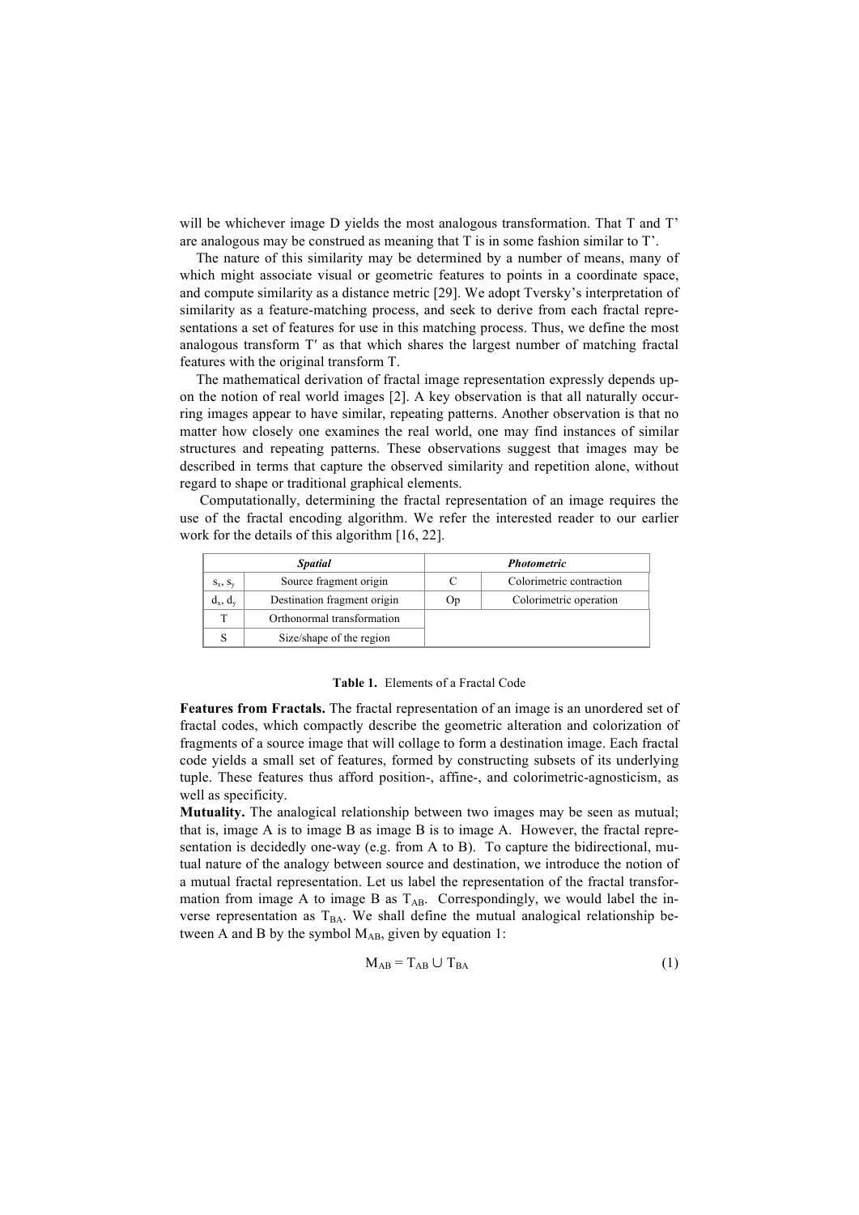will be whichever image D yields the most analogous transformation. That T and T' are analogous may be construed as meaning that T is in some fashion similar to T'.

The nature of this similarity may be determined by a number of means, many of which might associate visual or geometric features to points in a coordinate space, and compute similarity as a distance metric [29]. We adopt Tversky's interpretation of similarity as a feature-matching process, and seek to derive from each fractal representations a set of features for use in this matching process. Thus, we define the most analogous transform T′ as that which shares the largest number of matching fractal features with the original transform T.

The mathematical derivation of fractal image representation expressly depends upon the notion of real world images [2]. A key observation is that all naturally occurring images appear to have similar, repeating patterns. Another observation is that no matter how closely one examines the real world, one may find instances of similar structures and repeating patterns. These observations suggest that images may be described in terms that capture the observed similarity and repetition alone, without regard to shape or traditional graphical elements.

Computationally, determining the fractal representation of an image requires the use of the fractal encoding algorithm. We refer the interested reader to our earlier work for the details of this algorithm [16, 22].

| ***Spatial*** | | ***Photometric*** | |
|---|---|---|---|
| $s_x$, $s_y$ | Source fragment origin | C | Colorimetric contraction |
| $d_x$, $d_y$ | Destination fragment origin | Op | Colorimetric operation |
| T | Orthonormal transformation | | |
| S | Size/shape of the region | | |

**Table 1.** Elements of a Fractal Code

**Features from Fractals.** The fractal representation of an image is an unordered set of fractal codes, which compactly describe the geometric alteration and colorization of fragments of a source image that will collage to form a destination image. Each fractal code yields a small set of features, formed by constructing subsets of its underlying tuple. These features thus afford position-, affine-, and colorimetric-agnosticism, as well as specificity.

**Mutuality.** The analogical relationship between two images may be seen as mutual; that is, image A is to image B as image B is to image A. However, the fractal representation is decidedly one-way (e.g. from A to B). To capture the bidirectional, mutual nature of the analogy between source and destination, we introduce the notion of a mutual fractal representation. Let us label the representation of the fractal transformation from image A to image B as $T_{AB}$. Correspondingly, we would label the inverse representation as $T_{BA}$. We shall define the mutual analogical relationship between A and B by the symbol $M_{AB}$, given by equation 1:

$$M_{AB} = T_{AB} \cup T_{BA} \tag{1}$$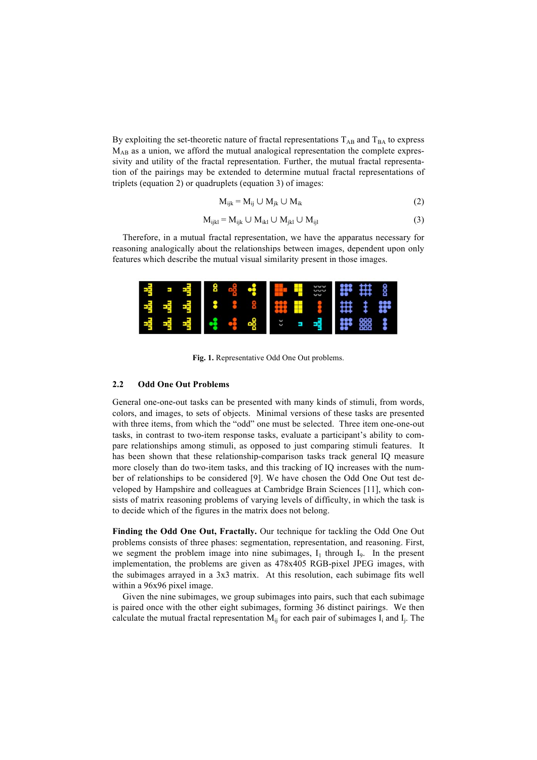By exploiting the set-theoretic nature of fractal representations $T_{AB}$ and $T_{BA}$ to express $M_{AB}$ as a union, we afford the mutual analogical representation the complete expressivity and utility of the fractal representation. Further, the mutual fractal representation of the pairings may be extended to determine mutual fractal representations of triplets (equation 2) or quadruplets (equation 3) of images:

$$M_{ijk} = M_{ij} \cup M_{jk} \cup M_{ik} \tag{2}$$

$$M_{ijkl} = M_{ijk} \cup M_{ikl} \cup M_{jkl} \cup M_{ijl} \tag{3}$$

Therefore, in a mutual fractal representation, we have the apparatus necessary for reasoning analogically about the relationships between images, dependent upon only features which describe the mutual visual similarity present in those images.

**Fig. 1.** Representative Odd One Out problems.

### 2.2 Odd One Out Problems

General one-one-out tasks can be presented with many kinds of stimuli, from words, colors, and images, to sets of objects. Minimal versions of these tasks are presented with three items, from which the "odd" one must be selected. Three item one-one-out tasks, in contrast to two-item response tasks, evaluate a participant's ability to compare relationships among stimuli, as opposed to just comparing stimuli features. It has been shown that these relationship-comparison tasks track general IQ measure more closely than do two-item tasks, and this tracking of IQ increases with the number of relationships to be considered [9]. We have chosen the Odd One Out test developed by Hampshire and colleagues at Cambridge Brain Sciences [11], which consists of matrix reasoning problems of varying levels of difficulty, in which the task is to decide which of the figures in the matrix does not belong.

**Finding the Odd One Out, Fractally.** Our technique for tackling the Odd One Out problems consists of three phases: segmentation, representation, and reasoning. First, we segment the problem image into nine subimages, $I_1$ through $I_9$. In the present implementation, the problems are given as 478x405 RGB-pixel JPEG images, with the subimages arrayed in a 3x3 matrix. At this resolution, each subimage fits well within a 96x96 pixel image.

Given the nine subimages, we group subimages into pairs, such that each subimage is paired once with the other eight subimages, forming 36 distinct pairings. We then calculate the mutual fractal representation $M_{ij}$ for each pair of subimages $I_i$ and $I_j$. The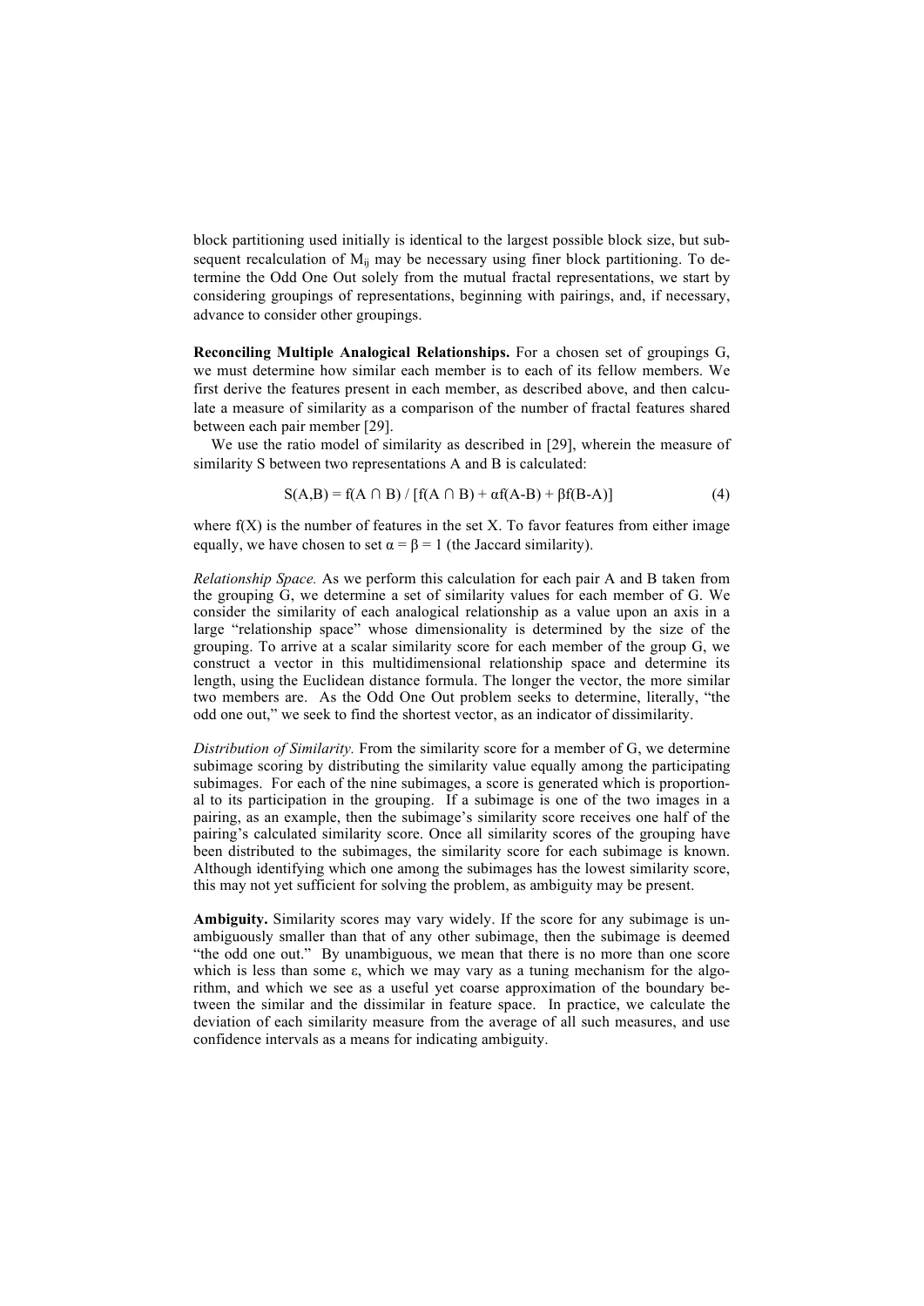block partitioning used initially is identical to the largest possible block size, but subsequent recalculation of $M_{ij}$ may be necessary using finer block partitioning. To determine the Odd One Out solely from the mutual fractal representations, we start by considering groupings of representations, beginning with pairings, and, if necessary, advance to consider other groupings.

**Reconciling Multiple Analogical Relationships.** For a chosen set of groupings G, we must determine how similar each member is to each of its fellow members. We first derive the features present in each member, as described above, and then calculate a measure of similarity as a comparison of the number of fractal features shared between each pair member [29].

We use the ratio model of similarity as described in [29], wherein the measure of similarity S between two representations A and B is calculated:

$$S(A,B) = f(A \cap B) / [f(A \cap B) + \alpha f(A-B) + \beta f(B-A)] \quad (4)$$

where f(X) is the number of features in the set X. To favor features from either image equally, we have chosen to set $\alpha = \beta = 1$ (the Jaccard similarity).

*Relationship Space.* As we perform this calculation for each pair A and B taken from the grouping G, we determine a set of similarity values for each member of G. We consider the similarity of each analogical relationship as a value upon an axis in a large "relationship space" whose dimensionality is determined by the size of the grouping. To arrive at a scalar similarity score for each member of the group G, we construct a vector in this multidimensional relationship space and determine its length, using the Euclidean distance formula. The longer the vector, the more similar two members are. As the Odd One Out problem seeks to determine, literally, "the odd one out," we seek to find the shortest vector, as an indicator of dissimilarity.

*Distribution of Similarity.* From the similarity score for a member of G, we determine subimage scoring by distributing the similarity value equally among the participating subimages. For each of the nine subimages, a score is generated which is proportional to its participation in the grouping. If a subimage is one of the two images in a pairing, as an example, then the subimage's similarity score receives one half of the pairing's calculated similarity score. Once all similarity scores of the grouping have been distributed to the subimages, the similarity score for each subimage is known. Although identifying which one among the subimages has the lowest similarity score, this may not yet sufficient for solving the problem, as ambiguity may be present.

**Ambiguity.** Similarity scores may vary widely. If the score for any subimage is unambiguously smaller than that of any other subimage, then the subimage is deemed "the odd one out." By unambiguous, we mean that there is no more than one score which is less than some $\varepsilon$, which we may vary as a tuning mechanism for the algorithm, and which we see as a useful yet coarse approximation of the boundary between the similar and the dissimilar in feature space. In practice, we calculate the deviation of each similarity measure from the average of all such measures, and use confidence intervals as a means for indicating ambiguity.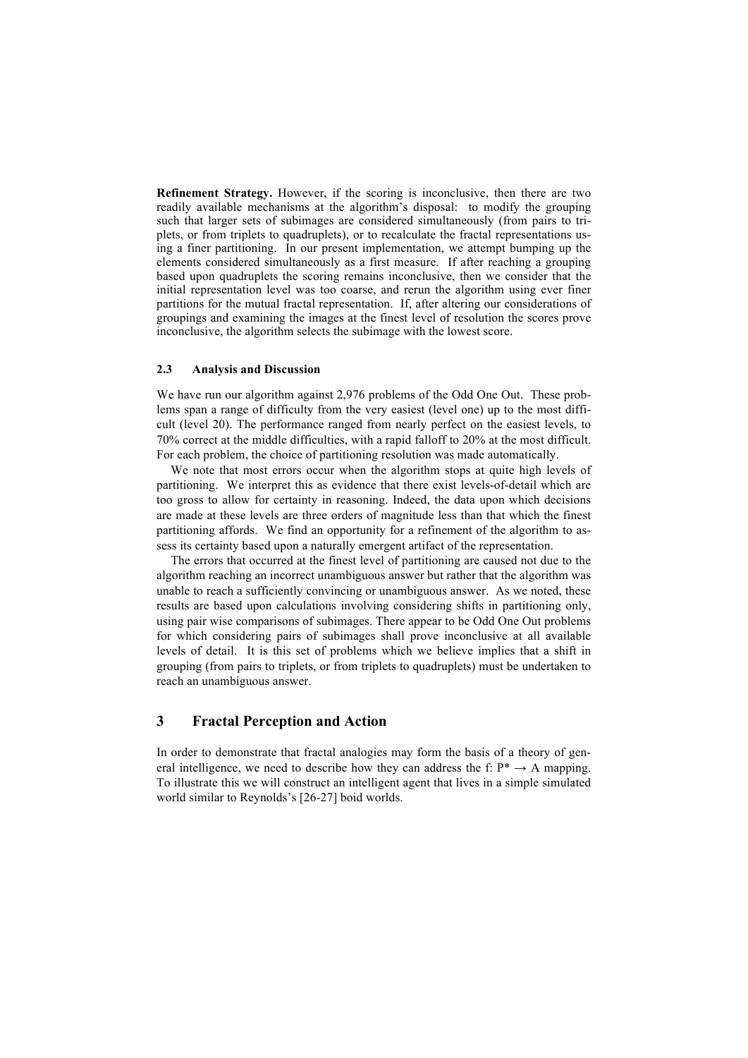**Refinement Strategy.** However, if the scoring is inconclusive, then there are two readily available mechanisms at the algorithm's disposal: to modify the grouping such that larger sets of subimages are considered simultaneously (from pairs to triplets, or from triplets to quadruplets), or to recalculate the fractal representations using a finer partitioning. In our present implementation, we attempt bumping up the elements considered simultaneously as a first measure. If after reaching a grouping based upon quadruplets the scoring remains inconclusive, then we consider that the initial representation level was too coarse, and rerun the algorithm using ever finer partitions for the mutual fractal representation. If, after altering our considerations of groupings and examining the images at the finest level of resolution the scores prove inconclusive, the algorithm selects the subimage with the lowest score.

### 2.3 Analysis and Discussion

We have run our algorithm against 2,976 problems of the Odd One Out. These problems span a range of difficulty from the very easiest (level one) up to the most difficult (level 20). The performance ranged from nearly perfect on the easiest levels, to 70% correct at the middle difficulties, with a rapid falloff to 20% at the most difficult. For each problem, the choice of partitioning resolution was made automatically.

We note that most errors occur when the algorithm stops at quite high levels of partitioning. We interpret this as evidence that there exist levels-of-detail which are too gross to allow for certainty in reasoning. Indeed, the data upon which decisions are made at these levels are three orders of magnitude less than that which the finest partitioning affords. We find an opportunity for a refinement of the algorithm to assess its certainty based upon a naturally emergent artifact of the representation.

The errors that occurred at the finest level of partitioning are caused not due to the algorithm reaching an incorrect unambiguous answer but rather that the algorithm was unable to reach a sufficiently convincing or unambiguous answer. As we noted, these results are based upon calculations involving considering shifts in partitioning only, using pair wise comparisons of subimages. There appear to be Odd One Out problems for which considering pairs of subimages shall prove inconclusive at all available levels of detail. It is this set of problems which we believe implies that a shift in grouping (from pairs to triplets, or from triplets to quadruplets) must be undertaken to reach an unambiguous answer.

## 3 Fractal Perception and Action

In order to demonstrate that fractal analogies may form the basis of a theory of general intelligence, we need to describe how they can address the $f: P^* \rightarrow A$ mapping. To illustrate this we will construct an intelligent agent that lives in a simple simulated world similar to Reynolds's [26-27] boid worlds.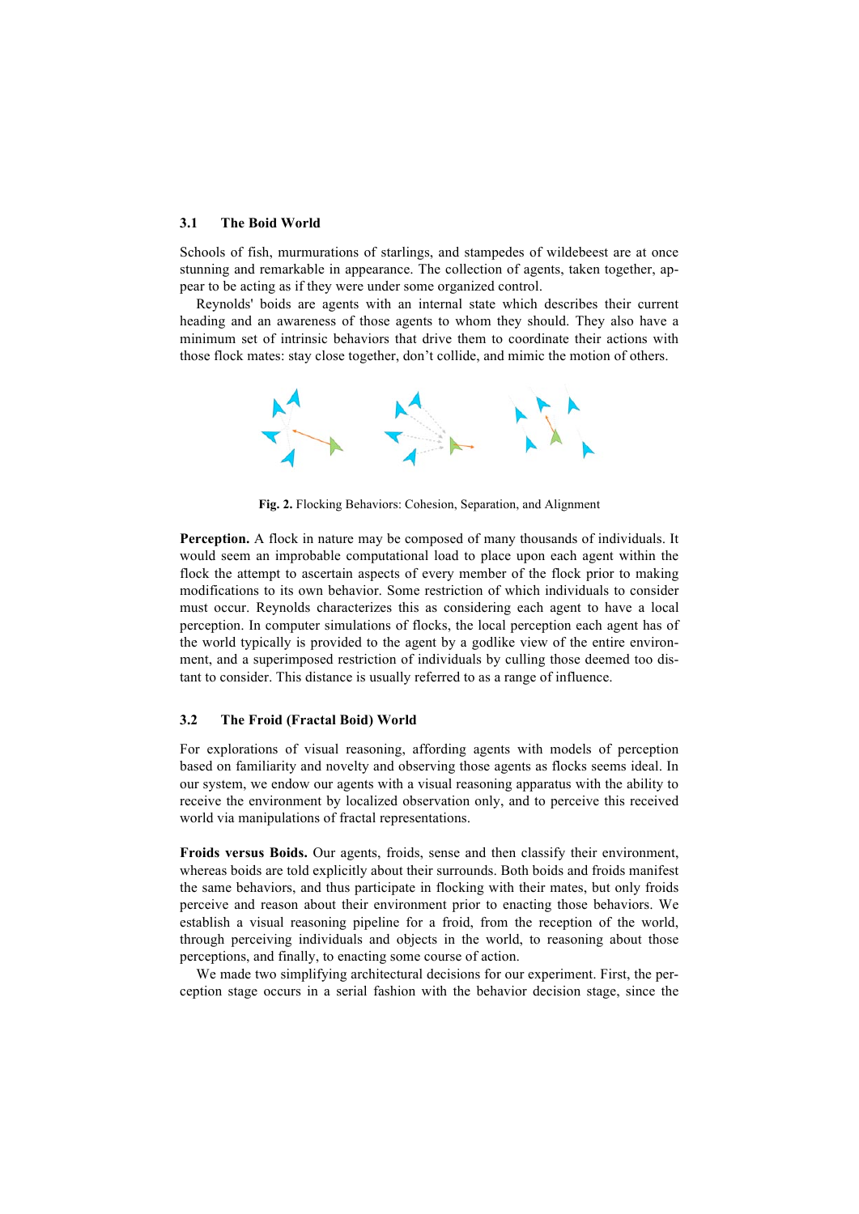### 3.1 The Boid World

Schools of fish, murmurations of starlings, and stampedes of wildebeest are at once stunning and remarkable in appearance. The collection of agents, taken together, appear to be acting as if they were under some organized control.

Reynolds' boids are agents with an internal state which describes their current heading and an awareness of those agents to whom they should. They also have a minimum set of intrinsic behaviors that drive them to coordinate their actions with those flock mates: stay close together, don't collide, and mimic the motion of others.

**Fig. 2.** Flocking Behaviors: Cohesion, Separation, and Alignment

**Perception.** A flock in nature may be composed of many thousands of individuals. It would seem an improbable computational load to place upon each agent within the flock the attempt to ascertain aspects of every member of the flock prior to making modifications to its own behavior. Some restriction of which individuals to consider must occur. Reynolds characterizes this as considering each agent to have a local perception. In computer simulations of flocks, the local perception each agent has of the world typically is provided to the agent by a godlike view of the entire environment, and a superimposed restriction of individuals by culling those deemed too distant to consider. This distance is usually referred to as a range of influence.

### 3.2 The Froid (Fractal Boid) World

For explorations of visual reasoning, affording agents with models of perception based on familiarity and novelty and observing those agents as flocks seems ideal. In our system, we endow our agents with a visual reasoning apparatus with the ability to receive the environment by localized observation only, and to perceive this received world via manipulations of fractal representations.

**Froids versus Boids.** Our agents, froids, sense and then classify their environment, whereas boids are told explicitly about their surrounds. Both boids and froids manifest the same behaviors, and thus participate in flocking with their mates, but only froids perceive and reason about their environment prior to enacting those behaviors. We establish a visual reasoning pipeline for a froid, from the reception of the world, through perceiving individuals and objects in the world, to reasoning about those perceptions, and finally, to enacting some course of action.

We made two simplifying architectural decisions for our experiment. First, the perception stage occurs in a serial fashion with the behavior decision stage, since the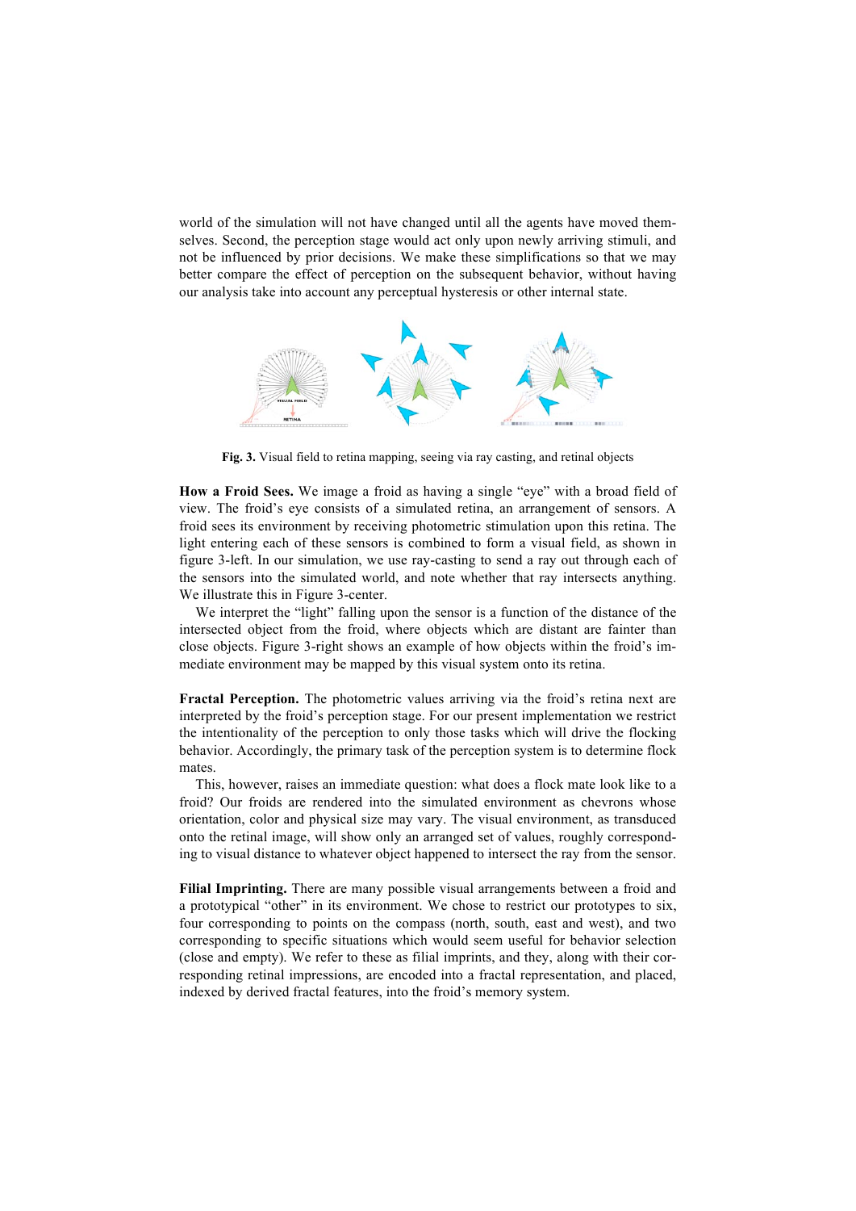world of the simulation will not have changed until all the agents have moved themselves. Second, the perception stage would act only upon newly arriving stimuli, and not be influenced by prior decisions. We make these simplifications so that we may better compare the effect of perception on the subsequent behavior, without having our analysis take into account any perceptual hysteresis or other internal state.

**Fig. 3.** Visual field to retina mapping, seeing via ray casting, and retinal objects

**How a Froid Sees.** We image a froid as having a single "eye" with a broad field of view. The froid's eye consists of a simulated retina, an arrangement of sensors. A froid sees its environment by receiving photometric stimulation upon this retina. The light entering each of these sensors is combined to form a visual field, as shown in figure 3-left. In our simulation, we use ray-casting to send a ray out through each of the sensors into the simulated world, and note whether that ray intersects anything. We illustrate this in Figure 3-center.

We interpret the "light" falling upon the sensor is a function of the distance of the intersected object from the froid, where objects which are distant are fainter than close objects. Figure 3-right shows an example of how objects within the froid's immediate environment may be mapped by this visual system onto its retina.

**Fractal Perception.** The photometric values arriving via the froid's retina next are interpreted by the froid's perception stage. For our present implementation we restrict the intentionality of the perception to only those tasks which will drive the flocking behavior. Accordingly, the primary task of the perception system is to determine flock mates.

This, however, raises an immediate question: what does a flock mate look like to a froid? Our froids are rendered into the simulated environment as chevrons whose orientation, color and physical size may vary. The visual environment, as transduced onto the retinal image, will show only an arranged set of values, roughly corresponding to visual distance to whatever object happened to intersect the ray from the sensor.

**Filial Imprinting.** There are many possible visual arrangements between a froid and a prototypical "other" in its environment. We chose to restrict our prototypes to six, four corresponding to points on the compass (north, south, east and west), and two corresponding to specific situations which would seem useful for behavior selection (close and empty). We refer to these as filial imprints, and they, along with their corresponding retinal impressions, are encoded into a fractal representation, and placed, indexed by derived fractal features, into the froid's memory system.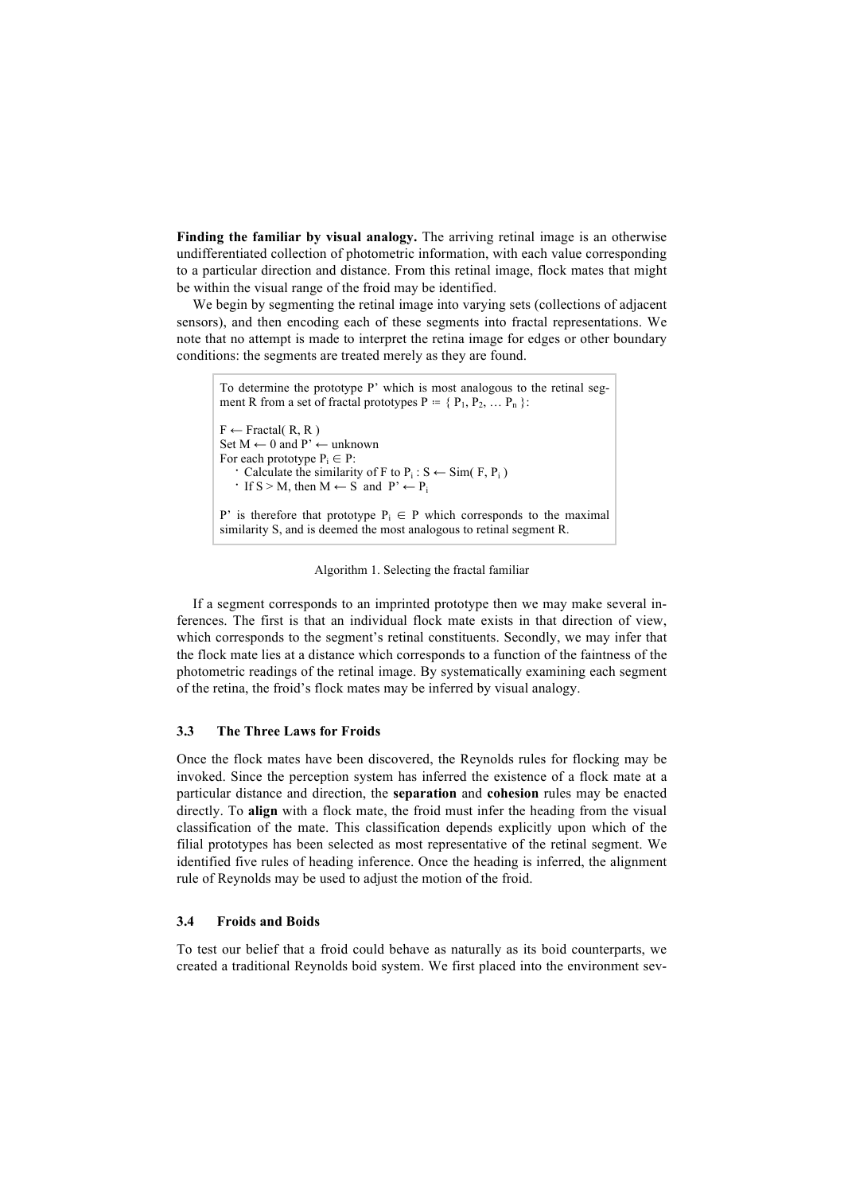**Finding the familiar by visual analogy.** The arriving retinal image is an otherwise undifferentiated collection of photometric information, with each value corresponding to a particular direction and distance. From this retinal image, flock mates that might be within the visual range of the froid may be identified.

We begin by segmenting the retinal image into varying sets (collections of adjacent sensors), and then encoding each of these segments into fractal representations. We note that no attempt is made to interpret the retina image for edges or other boundary conditions: the segments are treated merely as they are found.

> To determine the prototype P' which is most analogous to the retinal segment R from a set of fractal prototypes $P \coloneqq \{ P_1, P_2, \ldots P_n \}$:
>
> $F \leftarrow$ Fractal( R, R )
> Set $M \leftarrow 0$ and $P' \leftarrow$ unknown
> For each prototype $P_i \in P$:
> - Calculate the similarity of F to $P_i$ : $S \leftarrow$ Sim( F, $P_i$ )
> - If $S > M$, then $M \leftarrow S$ and $P' \leftarrow P_i$
>
> P' is therefore that prototype $P_i \in P$ which corresponds to the maximal similarity S, and is deemed the most analogous to retinal segment R.

Algorithm 1. Selecting the fractal familiar

If a segment corresponds to an imprinted prototype then we may make several inferences. The first is that an individual flock mate exists in that direction of view, which corresponds to the segment's retinal constituents. Secondly, we may infer that the flock mate lies at a distance which corresponds to a function of the faintness of the photometric readings of the retinal image. By systematically examining each segment of the retina, the froid's flock mates may be inferred by visual analogy.

### 3.3 The Three Laws for Froids

Once the flock mates have been discovered, the Reynolds rules for flocking may be invoked. Since the perception system has inferred the existence of a flock mate at a particular distance and direction, the **separation** and **cohesion** rules may be enacted directly. To **align** with a flock mate, the froid must infer the heading from the visual classification of the mate. This classification depends explicitly upon which of the filial prototypes has been selected as most representative of the retinal segment. We identified five rules of heading inference. Once the heading is inferred, the alignment rule of Reynolds may be used to adjust the motion of the froid.

### 3.4 Froids and Boids

To test our belief that a froid could behave as naturally as its boid counterparts, we created a traditional Reynolds boid system. We first placed into the environment sev-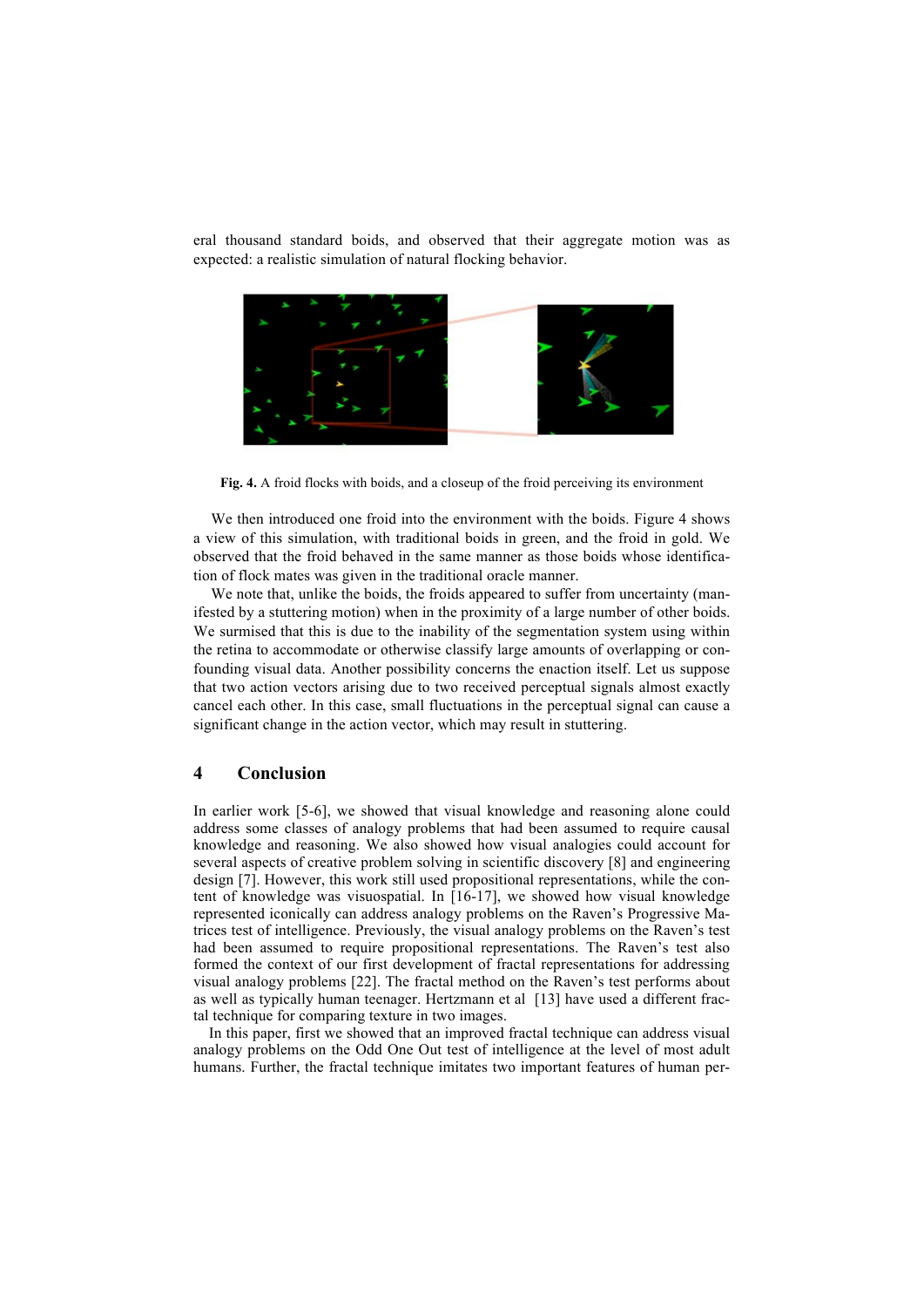eral thousand standard boids, and observed that their aggregate motion was as expected: a realistic simulation of natural flocking behavior.

**Fig. 4.** A froid flocks with boids, and a closeup of the froid perceiving its environment

We then introduced one froid into the environment with the boids. Figure 4 shows a view of this simulation, with traditional boids in green, and the froid in gold. We observed that the froid behaved in the same manner as those boids whose identification of flock mates was given in the traditional oracle manner.

We note that, unlike the boids, the froids appeared to suffer from uncertainty (manifested by a stuttering motion) when in the proximity of a large number of other boids. We surmised that this is due to the inability of the segmentation system using within the retina to accommodate or otherwise classify large amounts of overlapping or confounding visual data. Another possibility concerns the enaction itself. Let us suppose that two action vectors arising due to two received perceptual signals almost exactly cancel each other. In this case, small fluctuations in the perceptual signal can cause a significant change in the action vector, which may result in stuttering.

## 4 Conclusion

In earlier work [5-6], we showed that visual knowledge and reasoning alone could address some classes of analogy problems that had been assumed to require causal knowledge and reasoning. We also showed how visual analogies could account for several aspects of creative problem solving in scientific discovery [8] and engineering design [7]. However, this work still used propositional representations, while the content of knowledge was visuospatial. In [16-17], we showed how visual knowledge represented iconically can address analogy problems on the Raven's Progressive Matrices test of intelligence. Previously, the visual analogy problems on the Raven's test had been assumed to require propositional representations. The Raven's test also formed the context of our first development of fractal representations for addressing visual analogy problems [22]. The fractal method on the Raven's test performs about as well as typically human teenager. Hertzmann et al [13] have used a different fractal technique for comparing texture in two images.

In this paper, first we showed that an improved fractal technique can address visual analogy problems on the Odd One Out test of intelligence at the level of most adult humans. Further, the fractal technique imitates two important features of human per-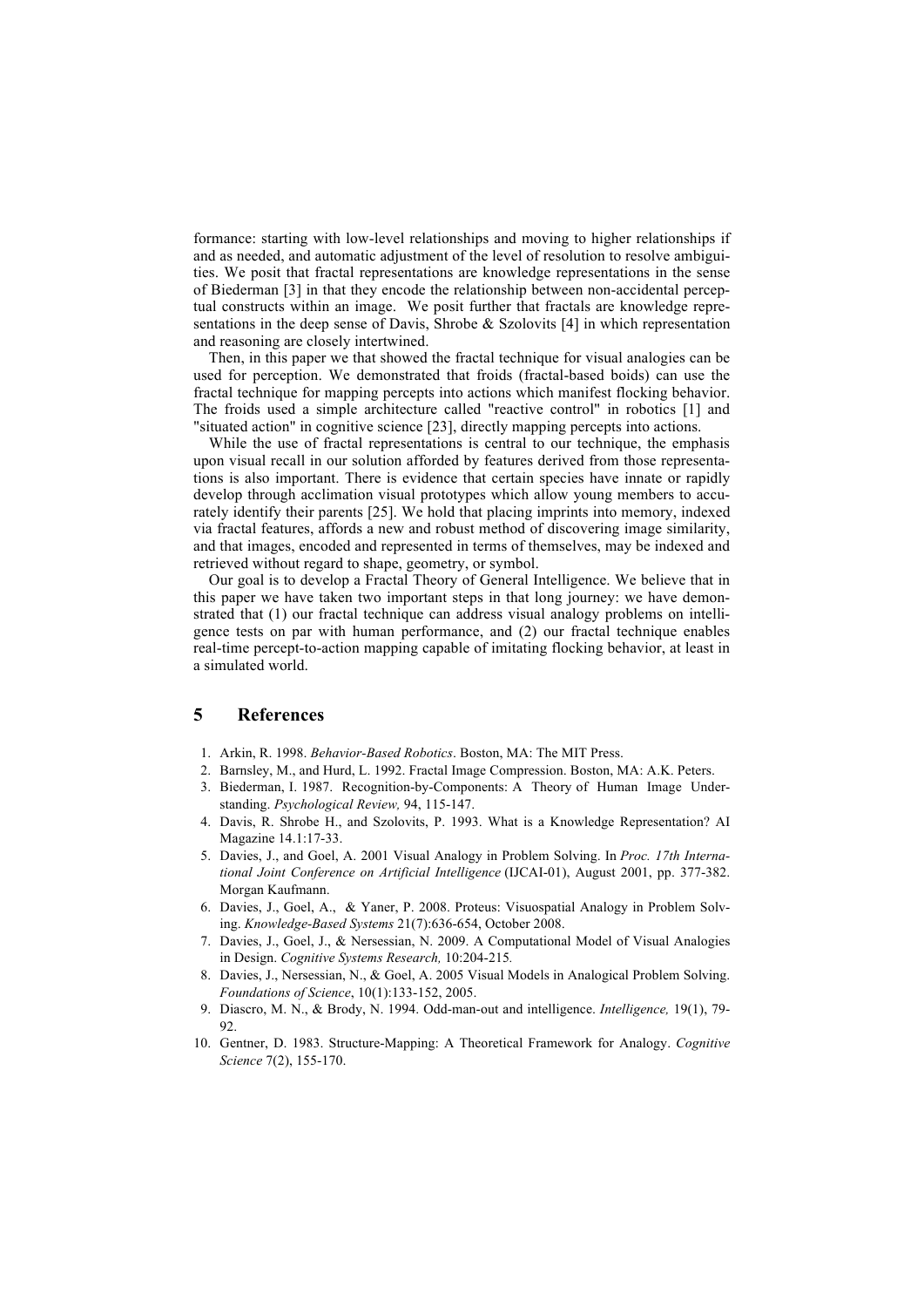formance: starting with low-level relationships and moving to higher relationships if and as needed, and automatic adjustment of the level of resolution to resolve ambiguities. We posit that fractal representations are knowledge representations in the sense of Biederman [3] in that they encode the relationship between non-accidental perceptual constructs within an image. We posit further that fractals are knowledge representations in the deep sense of Davis, Shrobe & Szolovits [4] in which representation and reasoning are closely intertwined.

Then, in this paper we that showed the fractal technique for visual analogies can be used for perception. We demonstrated that froids (fractal-based boids) can use the fractal technique for mapping percepts into actions which manifest flocking behavior. The froids used a simple architecture called "reactive control" in robotics [1] and "situated action" in cognitive science [23], directly mapping percepts into actions.

While the use of fractal representations is central to our technique, the emphasis upon visual recall in our solution afforded by features derived from those representations is also important. There is evidence that certain species have innate or rapidly develop through acclimation visual prototypes which allow young members to accurately identify their parents [25]. We hold that placing imprints into memory, indexed via fractal features, affords a new and robust method of discovering image similarity, and that images, encoded and represented in terms of themselves, may be indexed and retrieved without regard to shape, geometry, or symbol.

Our goal is to develop a Fractal Theory of General Intelligence. We believe that in this paper we have taken two important steps in that long journey: we have demonstrated that (1) our fractal technique can address visual analogy problems on intelligence tests on par with human performance, and (2) our fractal technique enables real-time percept-to-action mapping capable of imitating flocking behavior, at least in a simulated world.

## 5 References

1. Arkin, R. 1998. *Behavior-Based Robotics*. Boston, MA: The MIT Press.
2. Barnsley, M., and Hurd, L. 1992. Fractal Image Compression. Boston, MA: A.K. Peters.
3. Biederman, I. 1987. Recognition-by-Components: A Theory of Human Image Understanding. *Psychological Review,* 94, 115-147.
4. Davis, R. Shrobe H., and Szolovits, P. 1993. What is a Knowledge Representation? AI Magazine 14.1:17-33.
5. Davies, J., and Goel, A. 2001 Visual Analogy in Problem Solving. In *Proc. 17th International Joint Conference on Artificial Intelligence* (IJCAI-01), August 2001, pp. 377-382. Morgan Kaufmann.
6. Davies, J., Goel, A., & Yaner, P. 2008. Proteus: Visuospatial Analogy in Problem Solving. *Knowledge-Based Systems* 21(7):636-654, October 2008.
7. Davies, J., Goel, J., & Nersessian, N. 2009. A Computational Model of Visual Analogies in Design. *Cognitive Systems Research,* 10:204-215.
8. Davies, J., Nersessian, N., & Goel, A. 2005 Visual Models in Analogical Problem Solving. *Foundations of Science*, 10(1):133-152, 2005.
9. Diascro, M. N., & Brody, N. 1994. Odd-man-out and intelligence. *Intelligence,* 19(1), 79-92.
10. Gentner, D. 1983. Structure-Mapping: A Theoretical Framework for Analogy. *Cognitive Science* 7(2), 155-170.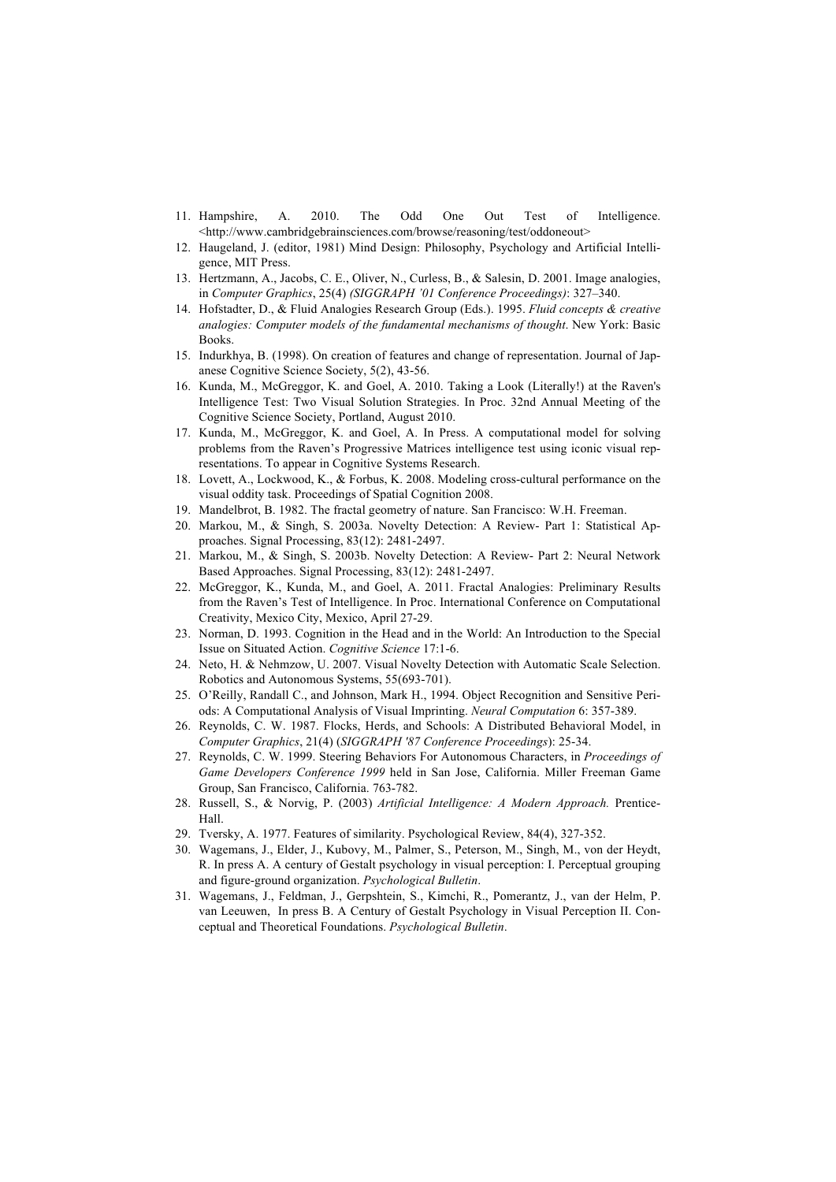11. Hampshire, A. 2010. The Odd One Out Test of Intelligence. <http://www.cambridgebrainsciences.com/browse/reasoning/test/oddoneout>
12. Haugeland, J. (editor, 1981) Mind Design: Philosophy, Psychology and Artificial Intelligence, MIT Press.
13. Hertzmann, A., Jacobs, C. E., Oliver, N., Curless, B., & Salesin, D. 2001. Image analogies, in *Computer Graphics*, 25(4) *(SIGGRAPH '01 Conference Proceedings)*: 327–340.
14. Hofstadter, D., & Fluid Analogies Research Group (Eds.). 1995. *Fluid concepts & creative analogies: Computer models of the fundamental mechanisms of thought*. New York: Basic Books.
15. Indurkhya, B. (1998). On creation of features and change of representation. Journal of Japanese Cognitive Science Society, 5(2), 43-56.
16. Kunda, M., McGreggor, K. and Goel, A. 2010. Taking a Look (Literally!) at the Raven's Intelligence Test: Two Visual Solution Strategies. In Proc. 32nd Annual Meeting of the Cognitive Science Society, Portland, August 2010.
17. Kunda, M., McGreggor, K. and Goel, A. In Press. A computational model for solving problems from the Raven's Progressive Matrices intelligence test using iconic visual representations. To appear in Cognitive Systems Research.
18. Lovett, A., Lockwood, K., & Forbus, K. 2008. Modeling cross-cultural performance on the visual oddity task. Proceedings of Spatial Cognition 2008.
19. Mandelbrot, B. 1982. The fractal geometry of nature. San Francisco: W.H. Freeman.
20. Markou, M., & Singh, S. 2003a. Novelty Detection: A Review- Part 1: Statistical Approaches. Signal Processing, 83(12): 2481-2497.
21. Markou, M., & Singh, S. 2003b. Novelty Detection: A Review- Part 2: Neural Network Based Approaches. Signal Processing, 83(12): 2481-2497.
22. McGreggor, K., Kunda, M., and Goel, A. 2011. Fractal Analogies: Preliminary Results from the Raven's Test of Intelligence. In Proc. International Conference on Computational Creativity, Mexico City, Mexico, April 27-29.
23. Norman, D. 1993. Cognition in the Head and in the World: An Introduction to the Special Issue on Situated Action. *Cognitive Science* 17:1-6.
24. Neto, H. & Nehmzow, U. 2007. Visual Novelty Detection with Automatic Scale Selection. Robotics and Autonomous Systems, 55(693-701).
25. O'Reilly, Randall C., and Johnson, Mark H., 1994. Object Recognition and Sensitive Periods: A Computational Analysis of Visual Imprinting. *Neural Computation* 6: 357-389.
26. Reynolds, C. W. 1987. Flocks, Herds, and Schools: A Distributed Behavioral Model, in *Computer Graphics*, 21(4) (*SIGGRAPH '87 Conference Proceedings*): 25-34.
27. Reynolds, C. W. 1999. Steering Behaviors For Autonomous Characters, in *Proceedings of Game Developers Conference 1999* held in San Jose, California. Miller Freeman Game Group, San Francisco, California. 763-782.
28. Russell, S., & Norvig, P. (2003) *Artificial Intelligence: A Modern Approach.* Prentice-Hall.
29. Tversky, A. 1977. Features of similarity. Psychological Review, 84(4), 327-352.
30. Wagemans, J., Elder, J., Kubovy, M., Palmer, S., Peterson, M., Singh, M., von der Heydt, R. In press A. A century of Gestalt psychology in visual perception: I. Perceptual grouping and figure-ground organization. *Psychological Bulletin*.
31. Wagemans, J., Feldman, J., Gerpshtein, S., Kimchi, R., Pomerantz, J., van der Helm, P. van Leeuwen, In press B. A Century of Gestalt Psychology in Visual Perception II. Conceptual and Theoretical Foundations. *Psychological Bulletin*.